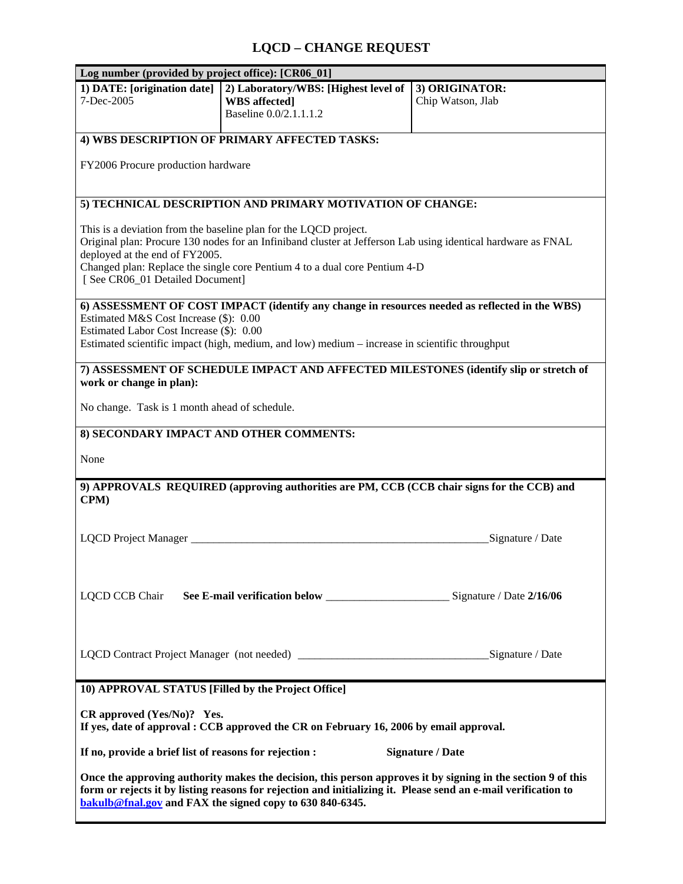# LQCD – CHANGE REQUEST

**Log number (provided by project office): [CR06_01]**

| 1) DATE: [origination date] | 2) Laboratory/WBS: [Highest level of WBS affected] | 3) ORIGINATOR: |
|---|---|---|
| 7-Dec-2005 | Baseline 0.0/2.1.1.1.2 | Chip Watson, Jlab |

**4) WBS DESCRIPTION OF PRIMARY AFFECTED TASKS:**

FY2006 Procure production hardware

**5) TECHNICAL DESCRIPTION AND PRIMARY MOTIVATION OF CHANGE:**

This is a deviation from the baseline plan for the LQCD project.
Original plan: Procure 130 nodes for an Infiniband cluster at Jefferson Lab using identical hardware as FNAL deployed at the end of FY2005.
Changed plan: Replace the single core Pentium 4 to a dual core Pentium 4-D
[ See CR06_01 Detailed Document]

**6) ASSESSMENT OF COST IMPACT (identify any change in resources needed as reflected in the WBS)**
Estimated M&S Cost Increase ($): 0.00
Estimated Labor Cost Increase ($): 0.00
Estimated scientific impact (high, medium, and low) medium – increase in scientific throughput

**7) ASSESSMENT OF SCHEDULE IMPACT AND AFFECTED MILESTONES (identify slip or stretch of work or change in plan):**

No change. Task is 1 month ahead of schedule.

**8) SECONDARY IMPACT AND OTHER COMMENTS:**

None

**9) APPROVALS REQUIRED (approving authorities are PM, CCB (CCB chair signs for the CCB) and CPM)**

LQCD Project Manager _______________________________________________________Signature / Date

LQCD CCB Chair **See E-mail verification below** _____________________ Signature / Date **2/16/06**

LQCD Contract Project Manager (not needed) _________________________________Signature / Date

**10) APPROVAL STATUS [Filled by the Project Office]**

**CR approved (Yes/No)? Yes.**
**If yes, date of approval : CCB approved the CR on February 16, 2006 by email approval.**

**If no, provide a brief list of reasons for rejection :** **Signature / Date**

**Once the approving authority makes the decision, this person approves it by signing in the section 9 of this form or rejects it by listing reasons for rejection and initializing it. Please send an e-mail verification to [bakulb@fnal.gov](mailto:bakulb@fnal.gov) and FAX the signed copy to 630 840-6345.**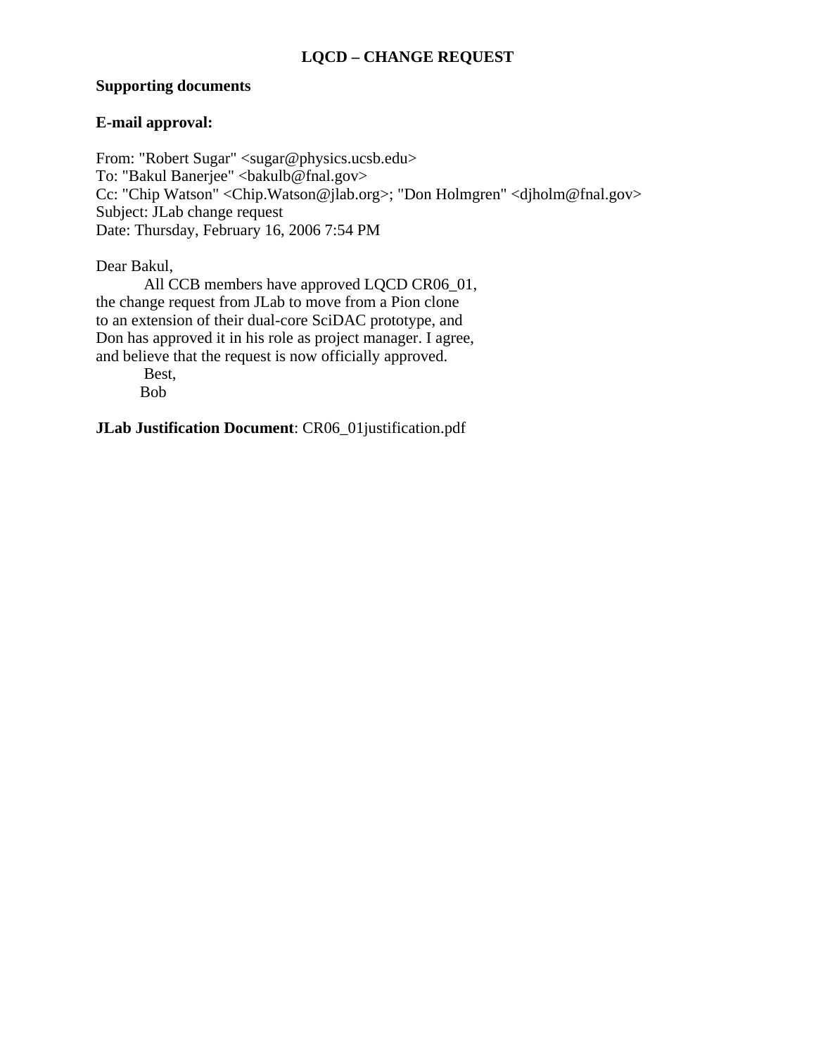# LQCD – CHANGE REQUEST

**Supporting documents**

**E-mail approval:**

From: "Robert Sugar" <sugar@physics.ucsb.edu>
To: "Bakul Banerjee" <bakulb@fnal.gov>
Cc: "Chip Watson" <Chip.Watson@jlab.org>; "Don Holmgren" <djholm@fnal.gov>
Subject: JLab change request
Date: Thursday, February 16, 2006 7:54 PM

Dear Bakul,

All CCB members have approved LQCD CR06_01, the change request from JLab to move from a Pion clone to an extension of their dual-core SciDAC prototype, and Don has approved it in his role as project manager. I agree, and believe that the request is now officially approved.

Best,
Bob

**JLab Justification Document**: CR06_01justification.pdf